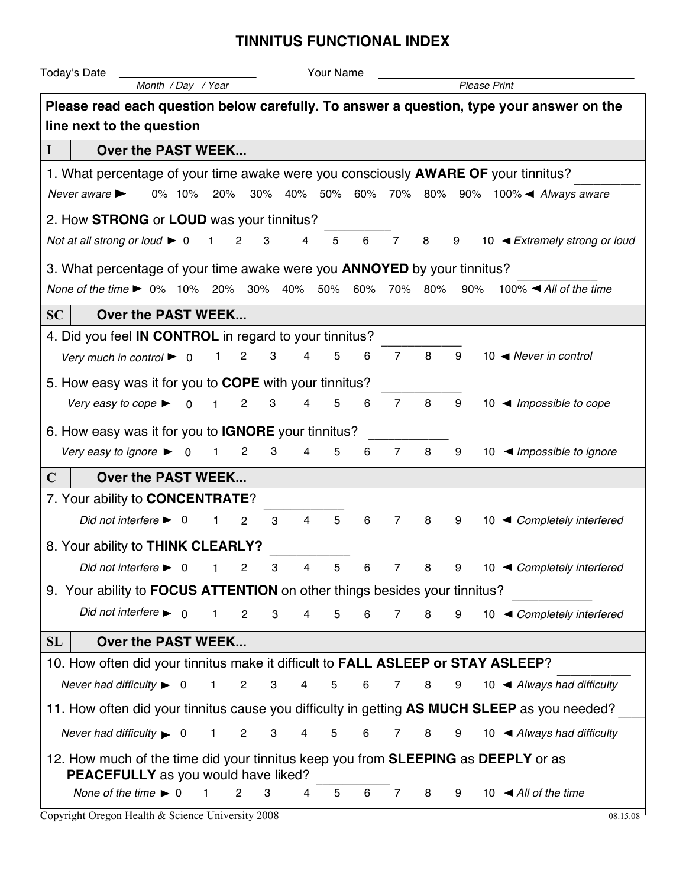# TINNITUS FUNCTIONAL INDEX

Today's Date ______________________ Your Name ________________________________________
*Month / Day / Year* *Please Print*

**Please read each question below carefully. To answer a question, type your answer on the line next to the question**

## I Over the PAST WEEK...

1. What percentage of your time awake were you consciously **AWARE OF** your tinnitus? _________

*Never aware* ► 0% 10% 20% 30% 40% 50% 60% 70% 80% 90% 100% ◄ *Always aware*

2. How **STRONG** or **LOUD** was your tinnitus? _________

*Not at all strong or loud* ► 0 1 2 3 4 5 6 7 8 9 10 ◄ *Extremely strong or loud*

3. What percentage of your time awake were you **ANNOYED** by your tinnitus? __________

*None of the time* ► 0% 10% 20% 30% 40% 50% 60% 70% 80% 90% 100% ◄ *All of the time*

## SC Over the PAST WEEK...

4. Did you feel **IN CONTROL** in regard to your tinnitus? __________

*Very much in control* ► 0 1 2 3 4 5 6 7 8 9 10 ◄ *Never in control*

5. How easy was it for you to **COPE** with your tinnitus? __________

*Very easy to cope* ► 0 1 2 3 4 5 6 7 8 9 10 ◄ *Impossible to cope*

6. How easy was it for you to **IGNORE** your tinnitus? __________

*Very easy to ignore* ► 0 1 2 3 4 5 6 7 8 9 10 ◄ *Impossible to ignore*

## C Over the PAST WEEK...

7. Your ability to **CONCENTRATE**? __________

*Did not interfere* ► 0 1 2 3 4 5 6 7 8 9 10 ◄ *Completely interfered*

8. Your ability to **THINK CLEARLY?** __________

*Did not interfere* ► 0 1 2 3 4 5 6 7 8 9 10 ◄ *Completely interfered*

9. Your ability to **FOCUS ATTENTION** on other things besides your tinnitus? __________

*Did not interfere* ► 0 1 2 3 4 5 6 7 8 9 10 ◄ *Completely interfered*

## SL Over the PAST WEEK...

10. How often did your tinnitus make it difficult to **FALL ASLEEP or STAY ASLEEP**? __________

*Never had difficulty* ► 0 1 2 3 4 5 6 7 8 9 10 ◄ *Always had difficulty*

11. How often did your tinnitus cause you difficulty in getting **AS MUCH SLEEP** as you needed? ____

*Never had difficulty* ► 0 1 2 3 4 5 6 7 8 9 10 ◄ *Always had difficulty*

12. How much of the time did your tinnitus keep you from **SLEEPING** as **DEEPLY** or as **PEACEFULLY** as you would have liked? __________

*None of the time* ► 0 1 2 3 4 5 6 7 8 9 10 ◄ *All of the time*

Copyright Oregon Health & Science University 2008

08.15.08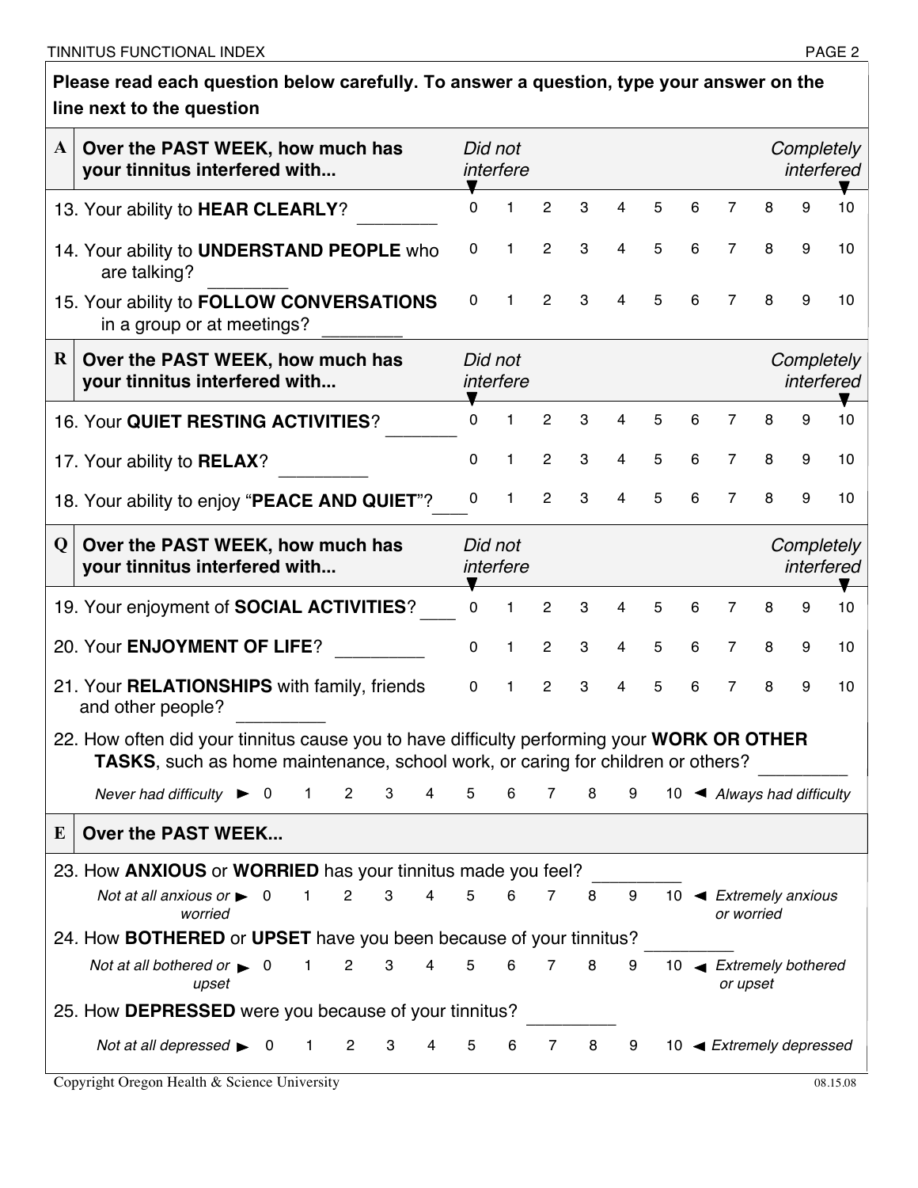**Please read each question below carefully. To answer a question, type your answer on the line next to the question**

| | | | | | | | | | | | | |
|---|---|---|---|---|---|---|---|---|---|---|---|---|
| **A** **Over the PAST WEEK, how much has your tinnitus interfered with...** | *Did not interfere* | | | | | | | | | | *Completely interfered* |
| 13. Your ability to **HEAR CLEARLY**? ________ | 0 | 1 | 2 | 3 | 4 | 5 | 6 | 7 | 8 | 9 | 10 |
| 14. Your ability to **UNDERSTAND PEOPLE** who are talking? ________ | 0 | 1 | 2 | 3 | 4 | 5 | 6 | 7 | 8 | 9 | 10 |
| 15. Your ability to **FOLLOW CONVERSATIONS** in a group or at meetings? ________ | 0 | 1 | 2 | 3 | 4 | 5 | 6 | 7 | 8 | 9 | 10 |
| **R** **Over the PAST WEEK, how much has your tinnitus interfered with...** | *Did not interfere* | | | | | | | | | | *Completely interfered* |
| 16. Your **QUIET RESTING ACTIVITIES**? ________ | 0 | 1 | 2 | 3 | 4 | 5 | 6 | 7 | 8 | 9 | 10 |
| 17. Your ability to **RELAX**? ________ | 0 | 1 | 2 | 3 | 4 | 5 | 6 | 7 | 8 | 9 | 10 |
| 18. Your ability to enjoy "**PEACE AND QUIET**"?___ | 0 | 1 | 2 | 3 | 4 | 5 | 6 | 7 | 8 | 9 | 10 |
| **Q** **Over the PAST WEEK, how much has your tinnitus interfered with...** | *Did not interfere* | | | | | | | | | | *Completely interfered* |
| 19. Your enjoyment of **SOCIAL ACTIVITIES**?___ | 0 | 1 | 2 | 3 | 4 | 5 | 6 | 7 | 8 | 9 | 10 |
| 20. Your **ENJOYMENT OF LIFE**? ________ | 0 | 1 | 2 | 3 | 4 | 5 | 6 | 7 | 8 | 9 | 10 |
| 21. Your **RELATIONSHIPS** with family, friends and other people? ________ | 0 | 1 | 2 | 3 | 4 | 5 | 6 | 7 | 8 | 9 | 10 |

22. How often did your tinnitus cause you to have difficulty performing your **WORK OR OTHER TASKS**, such as home maintenance, school work, or caring for children or others? ________

*Never had difficulty* ► 0 1 2 3 4 5 6 7 8 9 10 ◄ *Always had difficulty*

**E** **Over the PAST WEEK...**

23. How **ANXIOUS** or **WORRIED** has your tinnitus made you feel? ________

*Not at all anxious or worried* ► 0 1 2 3 4 5 6 7 8 9 10 ◄ *Extremely anxious or worried*

24. How **BOTHERED** or **UPSET** have you been because of your tinnitus? ________

*Not at all bothered or upset* ► 0 1 2 3 4 5 6 7 8 9 10 ◄ *Extremely bothered or upset*

25. How **DEPRESSED** were you because of your tinnitus? ________

*Not at all depressed* ► 0 1 2 3 4 5 6 7 8 9 10 ◄ *Extremely depressed*

Copyright Oregon Health & Science University

08.15.08